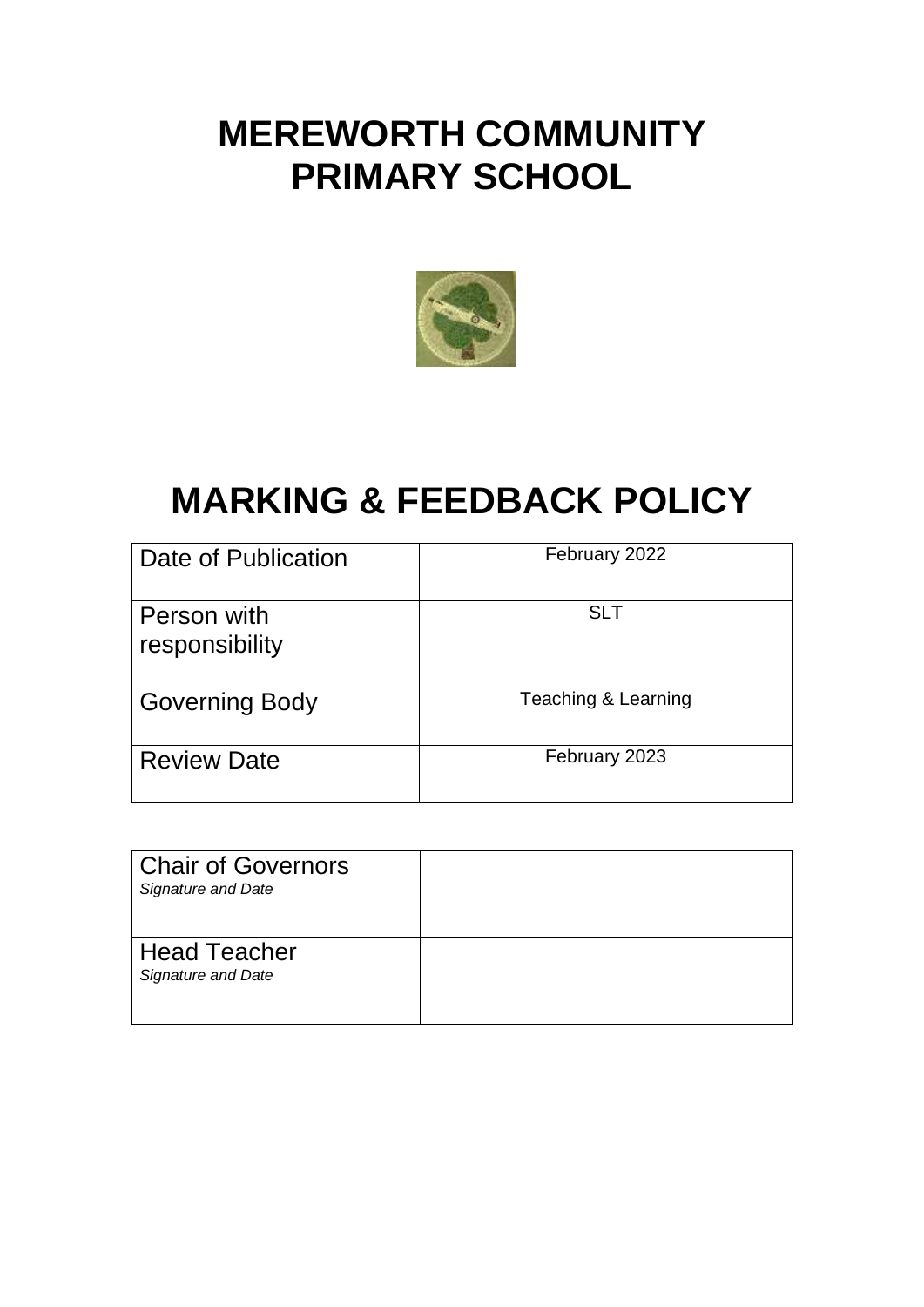# MEREWORTH COMMUNITY PRIMARY SCHOOL

# MARKING & FEEDBACK POLICY

| Date of Publication | February 2022 |
|---|---|
| Person with responsibility | SLT |
| Governing Body | Teaching & Learning |
| Review Date | February 2023 |

| Chair of Governors *Signature and Date* | |
|---|---|
| Head Teacher *Signature and Date* | |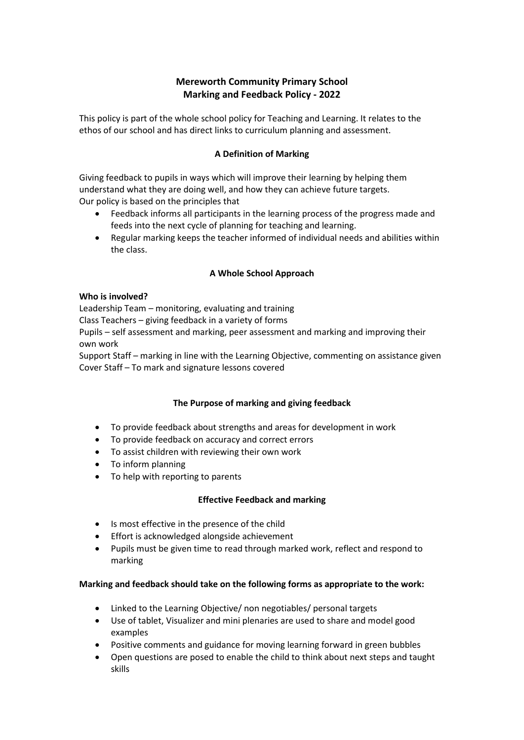# Mereworth Community Primary School
# Marking and Feedback Policy - 2022

This policy is part of the whole school policy for Teaching and Learning. It relates to the ethos of our school and has direct links to curriculum planning and assessment.

## A Definition of Marking

Giving feedback to pupils in ways which will improve their learning by helping them understand what they are doing well, and how they can achieve future targets.
Our policy is based on the principles that

- Feedback informs all participants in the learning process of the progress made and feeds into the next cycle of planning for teaching and learning.
- Regular marking keeps the teacher informed of individual needs and abilities within the class.

## A Whole School Approach

**Who is involved?**

Leadership Team – monitoring, evaluating and training
Class Teachers – giving feedback in a variety of forms
Pupils – self assessment and marking, peer assessment and marking and improving their own work
Support Staff – marking in line with the Learning Objective, commenting on assistance given
Cover Staff – To mark and signature lessons covered

## The Purpose of marking and giving feedback

- To provide feedback about strengths and areas for development in work
- To provide feedback on accuracy and correct errors
- To assist children with reviewing their own work
- To inform planning
- To help with reporting to parents

## Effective Feedback and marking

- Is most effective in the presence of the child
- Effort is acknowledged alongside achievement
- Pupils must be given time to read through marked work, reflect and respond to marking

**Marking and feedback should take on the following forms as appropriate to the work:**

- Linked to the Learning Objective/ non negotiables/ personal targets
- Use of tablet, Visualizer and mini plenaries are used to share and model good examples
- Positive comments and guidance for moving learning forward in green bubbles
- Open questions are posed to enable the child to think about next steps and taught skills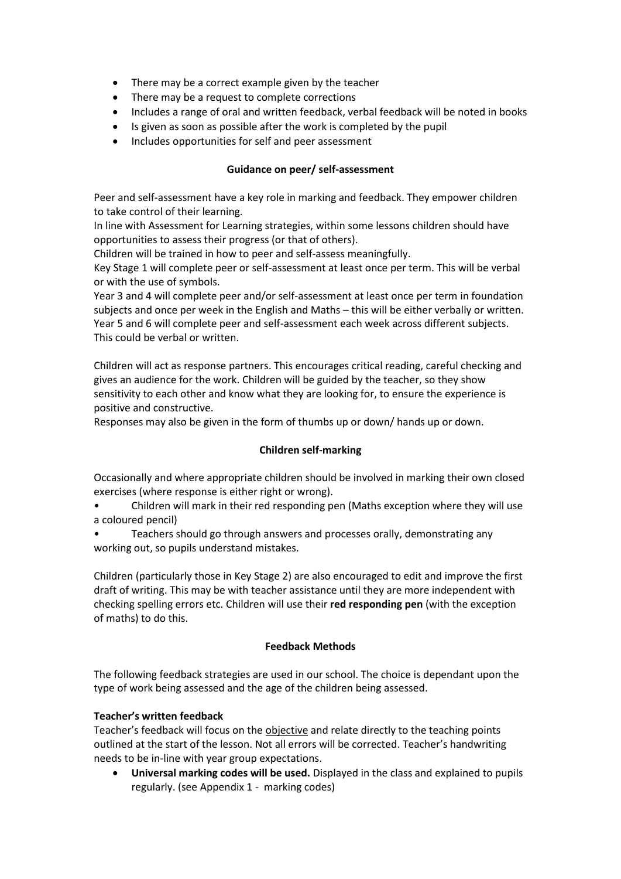- There may be a correct example given by the teacher
- There may be a request to complete corrections
- Includes a range of oral and written feedback, verbal feedback will be noted in books
- Is given as soon as possible after the work is completed by the pupil
- Includes opportunities for self and peer assessment

### Guidance on peer/ self-assessment

Peer and self-assessment have a key role in marking and feedback. They empower children to take control of their learning.
In line with Assessment for Learning strategies, within some lessons children should have opportunities to assess their progress (or that of others).
Children will be trained in how to peer and self-assess meaningfully.
Key Stage 1 will complete peer or self-assessment at least once per term. This will be verbal or with the use of symbols.
Year 3 and 4 will complete peer and/or self-assessment at least once per term in foundation subjects and once per week in the English and Maths – this will be either verbally or written.
Year 5 and 6 will complete peer and self-assessment each week across different subjects. This could be verbal or written.

Children will act as response partners. This encourages critical reading, careful checking and gives an audience for the work. Children will be guided by the teacher, so they show sensitivity to each other and know what they are looking for, to ensure the experience is positive and constructive.
Responses may also be given in the form of thumbs up or down/ hands up or down.

### Children self-marking

Occasionally and where appropriate children should be involved in marking their own closed exercises (where response is either right or wrong).

- Children will mark in their red responding pen (Maths exception where they will use a coloured pencil)
- Teachers should go through answers and processes orally, demonstrating any working out, so pupils understand mistakes.

Children (particularly those in Key Stage 2) are also encouraged to edit and improve the first draft of writing. This may be with teacher assistance until they are more independent with checking spelling errors etc. Children will use their **red responding pen** (with the exception of maths) to do this.

### Feedback Methods

The following feedback strategies are used in our school. The choice is dependant upon the type of work being assessed and the age of the children being assessed.

**Teacher's written feedback**

Teacher's feedback will focus on the objective and relate directly to the teaching points outlined at the start of the lesson. Not all errors will be corrected. Teacher's handwriting needs to be in-line with year group expectations.

- **Universal marking codes will be used.** Displayed in the class and explained to pupils regularly. (see Appendix 1 - marking codes)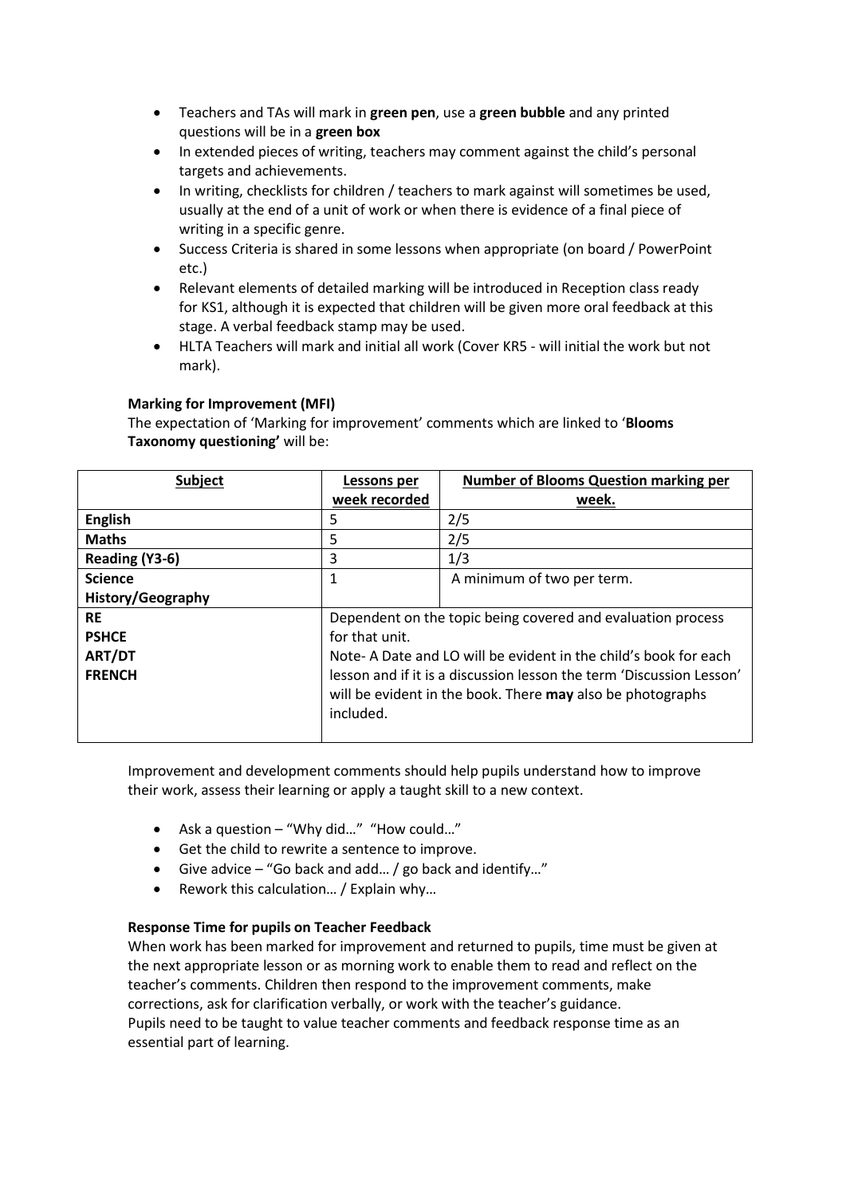- Teachers and TAs will mark in **green pen**, use a **green bubble** and any printed questions will be in a **green box**
- In extended pieces of writing, teachers may comment against the child's personal targets and achievements.
- In writing, checklists for children / teachers to mark against will sometimes be used, usually at the end of a unit of work or when there is evidence of a final piece of writing in a specific genre.
- Success Criteria is shared in some lessons when appropriate (on board / PowerPoint etc.)
- Relevant elements of detailed marking will be introduced in Reception class ready for KS1, although it is expected that children will be given more oral feedback at this stage. A verbal feedback stamp may be used.
- HLTA Teachers will mark and initial all work (Cover KR5 - will initial the work but not mark).

**Marking for Improvement (MFI)**

The expectation of 'Marking for improvement' comments which are linked to '**Blooms Taxonomy questioning'** will be:

| **Subject** | **Lessons per week recorded** | **Number of Blooms Question marking per week.** |
|---|---|---|
| **English** | 5 | 2/5 |
| **Maths** | 5 | 2/5 |
| **Reading (Y3-6)** | 3 | 1/3 |
| **Science**<br>**History/Geography** | 1 | A minimum of two per term. |
| **RE**<br>**PSHCE**<br>**ART/DT**<br>**FRENCH** | Dependent on the topic being covered and evaluation process for that unit.<br>Note- A Date and LO will be evident in the child's book for each lesson and if it is a discussion lesson the term 'Discussion Lesson' will be evident in the book. There **may** also be photographs included. | |

Improvement and development comments should help pupils understand how to improve their work, assess their learning or apply a taught skill to a new context.

- Ask a question – "Why did…" "How could…"
- Get the child to rewrite a sentence to improve.
- Give advice – "Go back and add… / go back and identify…"
- Rework this calculation… / Explain why…

**Response Time for pupils on Teacher Feedback**

When work has been marked for improvement and returned to pupils, time must be given at the next appropriate lesson or as morning work to enable them to read and reflect on the teacher's comments. Children then respond to the improvement comments, make corrections, ask for clarification verbally, or work with the teacher's guidance.
Pupils need to be taught to value teacher comments and feedback response time as an essential part of learning.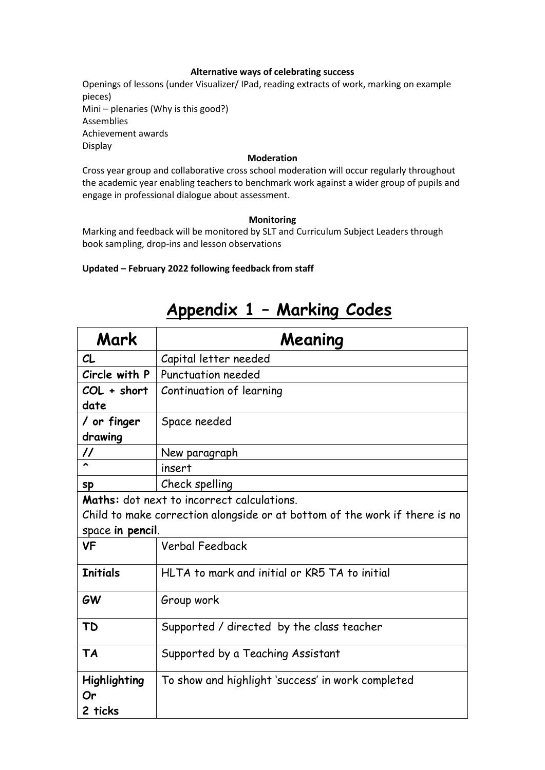**Alternative ways of celebrating success**

Openings of lessons (under Visualizer/ IPad, reading extracts of work, marking on example pieces)
Mini – plenaries (Why is this good?)
Assemblies
Achievement awards
Display

**Moderation**

Cross year group and collaborative cross school moderation will occur regularly throughout the academic year enabling teachers to benchmark work against a wider group of pupils and engage in professional dialogue about assessment.

**Monitoring**

Marking and feedback will be monitored by SLT and Curriculum Subject Leaders through book sampling, drop-ins and lesson observations

**Updated – February 2022 following feedback from staff**

# Appendix 1 – Marking Codes

| Mark | Meaning |
|---|---|
| **CL** | Capital letter needed |
| **Circle with P** | Punctuation needed |
| **COL + short date** | Continuation of learning |
| **/ or finger drawing** | Space needed |
| **//** | New paragraph |
| **^** | insert |
| **sp** | Check spelling |
| **Maths:** dot next to incorrect calculations. Child to make correction alongside or at bottom of the work if there is no space **in pencil**. | |
| **VF** | Verbal Feedback |
| **Initials** | HLTA to mark and initial or KR5 TA to initial |
| **GW** | Group work |
| **TD** | Supported / directed by the class teacher |
| **TA** | Supported by a Teaching Assistant |
| **Highlighting Or 2 ticks** | To show and highlight 'success' in work completed |